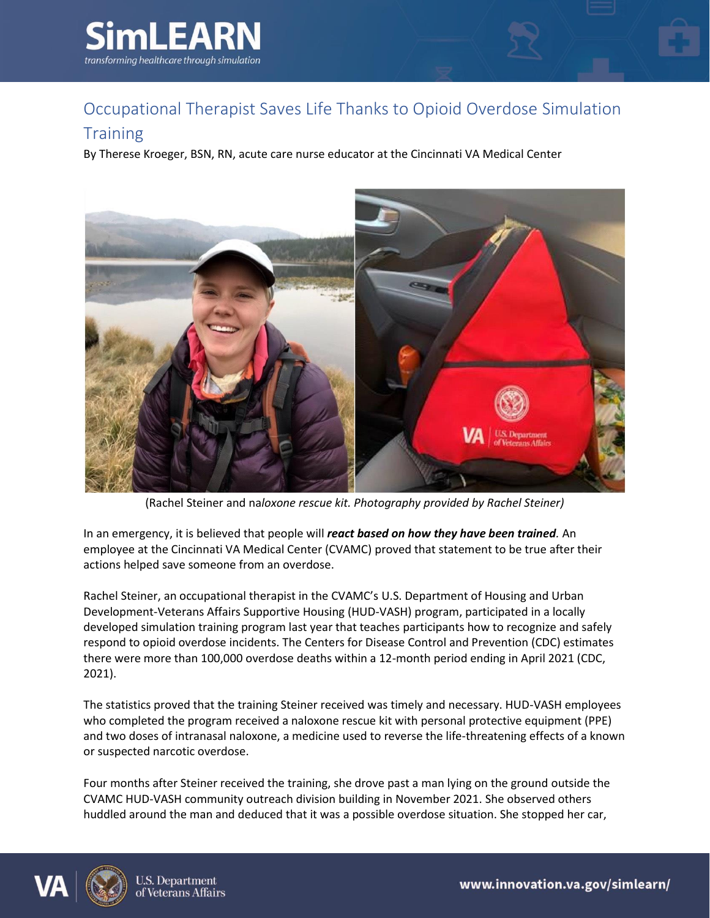# Occupational Therapist Saves Life Thanks to Opioid Overdose Simulation Training

By Therese Kroeger, BSN, RN, acute care nurse educator at the Cincinnati VA Medical Center

(Rachel Steiner and na*loxone rescue kit. Photography provided by Rachel Steiner)*

In an emergency, it is believed that people will ***react based on how they have been trained**.* An employee at the Cincinnati VA Medical Center (CVAMC) proved that statement to be true after their actions helped save someone from an overdose.

Rachel Steiner, an occupational therapist in the CVAMC's U.S. Department of Housing and Urban Development-Veterans Affairs Supportive Housing (HUD-VASH) program, participated in a locally developed simulation training program last year that teaches participants how to recognize and safely respond to opioid overdose incidents. The Centers for Disease Control and Prevention (CDC) estimates there were more than 100,000 overdose deaths within a 12-month period ending in April 2021 (CDC, 2021).

The statistics proved that the training Steiner received was timely and necessary. HUD-VASH employees who completed the program received a naloxone rescue kit with personal protective equipment (PPE) and two doses of intranasal naloxone, a medicine used to reverse the life-threatening effects of a known or suspected narcotic overdose.

Four months after Steiner received the training, she drove past a man lying on the ground outside the CVAMC HUD-VASH community outreach division building in November 2021. She observed others huddled around the man and deduced that it was a possible overdose situation. She stopped her car,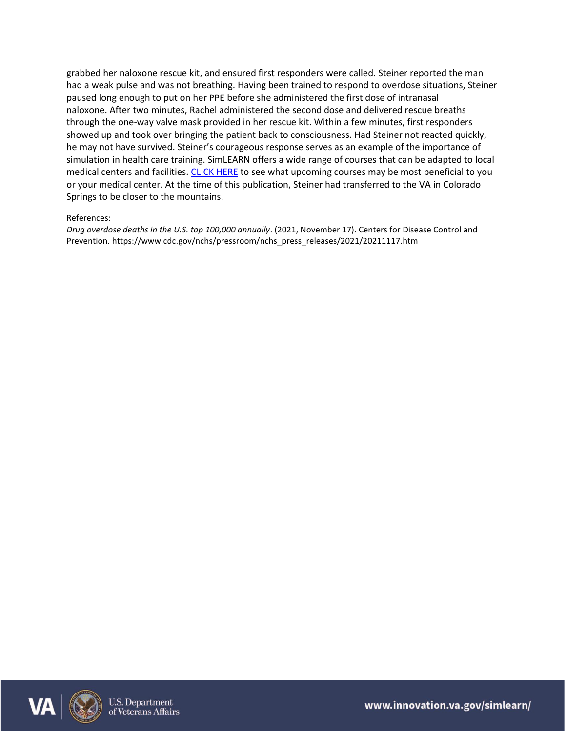grabbed her naloxone rescue kit, and ensured first responders were called. Steiner reported the man had a weak pulse and was not breathing. Having been trained to respond to overdose situations, Steiner paused long enough to put on her PPE before she administered the first dose of intranasal naloxone. After two minutes, Rachel administered the second dose and delivered rescue breaths through the one-way valve mask provided in her rescue kit. Within a few minutes, first responders showed up and took over bringing the patient back to consciousness. Had Steiner not reacted quickly, he may not have survived. Steiner's courageous response serves as an example of the importance of simulation in health care training. SimLEARN offers a wide range of courses that can be adapted to local medical centers and facilities. CLICK HERE to see what upcoming courses may be most beneficial to you or your medical center. At the time of this publication, Steiner had transferred to the VA in Colorado Springs to be closer to the mountains.

References:

*Drug overdose deaths in the U.S. top 100,000 annually*. (2021, November 17). Centers for Disease Control and Prevention. https://www.cdc.gov/nchs/pressroom/nchs_press_releases/2021/20211117.htm